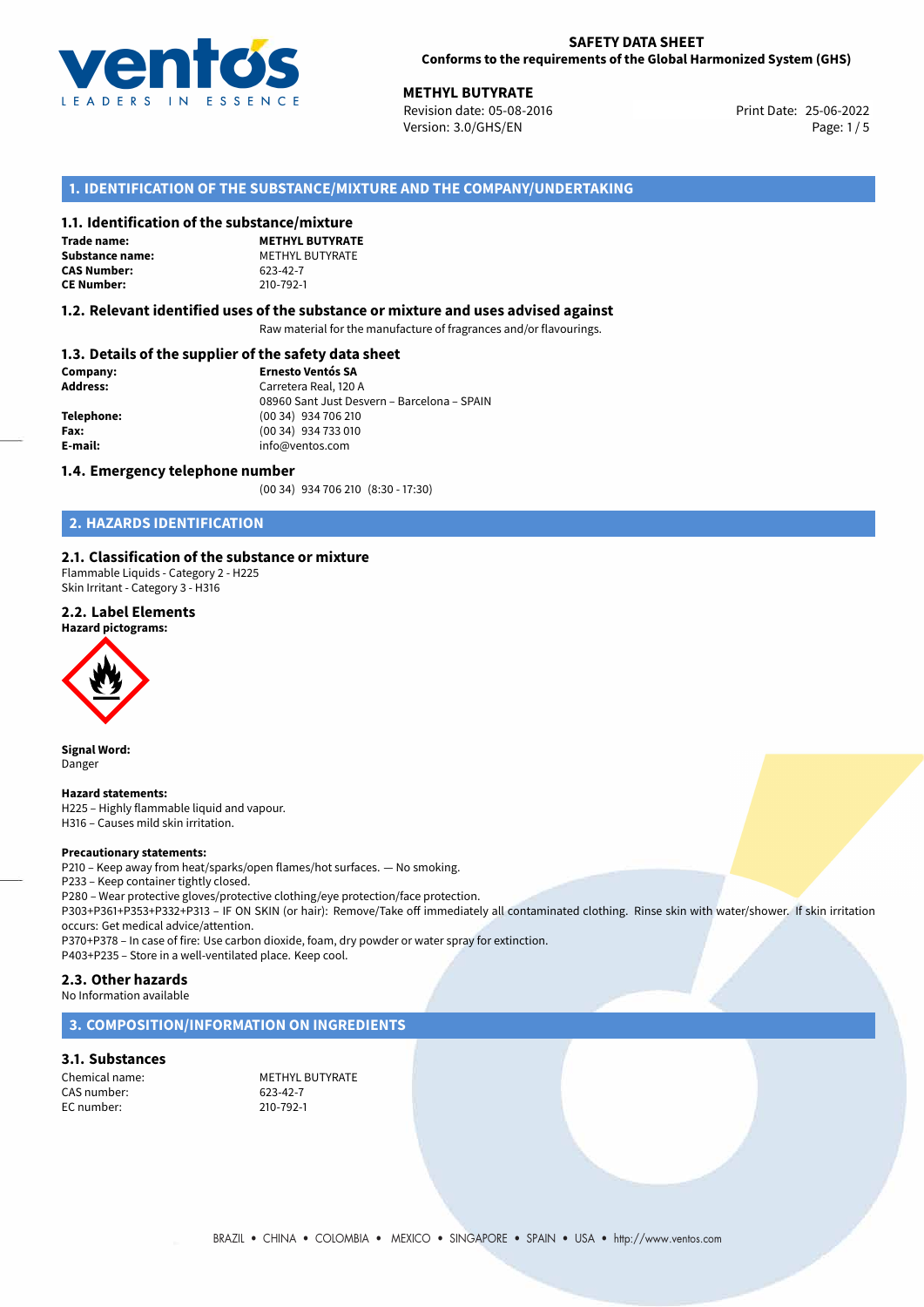**SAFETY DATA SHEET**
**Conforms to the requirements of the Global Harmonized System (GHS)**

**METHYL BUTYRATE**
Revision date: 05-08-2016
Version: 3.0/GHS/EN
Print Date: 25-06-2022

## 1. IDENTIFICATION OF THE SUBSTANCE/MIXTURE AND THE COMPANY/UNDERTAKING

### 1.1. Identification of the substance/mixture

**Trade name:** **METHYL BUTYRATE**
**Substance name:** METHYL BUTYRATE
**CAS Number:** 623-42-7
**CE Number:** 210-792-1

### 1.2. Relevant identified uses of the substance or mixture and uses advised against

Raw material for the manufacture of fragrances and/or flavourings.

### 1.3. Details of the supplier of the safety data sheet

**Company:** **Ernesto Ventós SA**
**Address:** Carretera Real, 120 A
08960 Sant Just Desvern – Barcelona – SPAIN
**Telephone:** (00 34) 934 706 210
**Fax:** (00 34) 934 733 010
**E-mail:** info@ventos.com

### 1.4. Emergency telephone number

(00 34) 934 706 210 (8:30 - 17:30)

## 2. HAZARDS IDENTIFICATION

### 2.1. Classification of the substance or mixture

Flammable Liquids - Category 2 - H225
Skin Irritant - Category 3 - H316

### 2.2. Label Elements

**Hazard pictograms:**

**Signal Word:**
Danger

**Hazard statements:**
H225 – Highly flammable liquid and vapour.
H316 – Causes mild skin irritation.

**Precautionary statements:**
P210 – Keep away from heat/sparks/open flames/hot surfaces. — No smoking.
P233 – Keep container tightly closed.
P280 – Wear protective gloves/protective clothing/eye protection/face protection.
P303+P361+P353+P332+P313 – IF ON SKIN (or hair): Remove/Take off immediately all contaminated clothing. Rinse skin with water/shower. If skin irritation occurs: Get medical advice/attention.
P370+P378 – In case of fire: Use carbon dioxide, foam, dry powder or water spray for extinction.
P403+P235 – Store in a well-ventilated place. Keep cool.

### 2.3. Other hazards

No Information available

## 3. COMPOSITION/INFORMATION ON INGREDIENTS

### 3.1. Substances

Chemical name: METHYL BUTYRATE
CAS number: 623-42-7
EC number: 210-792-1

BRAZIL • CHINA • COLOMBIA • MEXICO • SINGAPORE • SPAIN • USA • http://www.ventos.com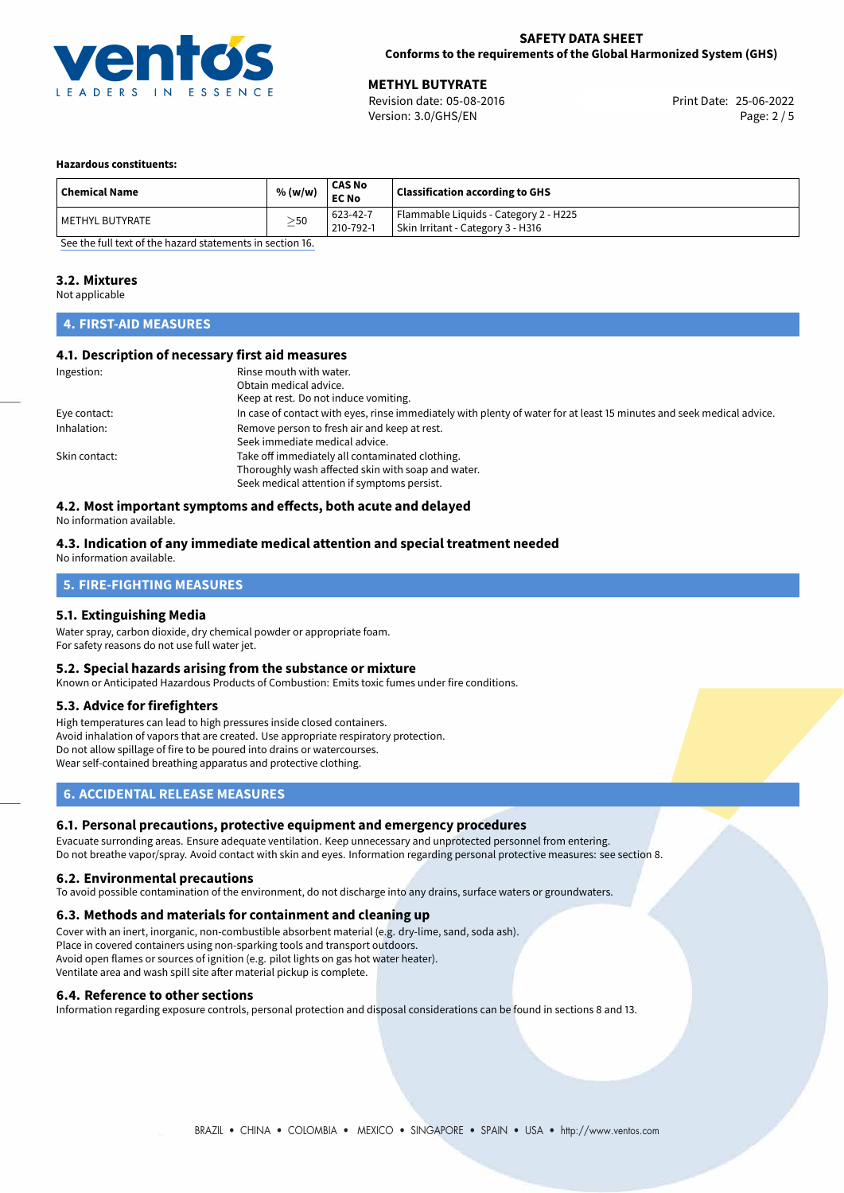**Hazardous constituents:**

| Chemical Name | % (w/w) | CAS No<br>EC No | Classification according to GHS |
|---|---|---|---|
| METHYL BUTYRATE | ≥50 | 623-42-7<br>210-792-1 | Flammable Liquids - Category 2 - H225<br>Skin Irritant - Category 3 - H316 |

See the full text of the hazard statements in section 16.

### 3.2. Mixtures

Not applicable

## 4. FIRST-AID MEASURES

### 4.1. Description of necessary first aid measures

| | |
|---|---|
| Ingestion: | Rinse mouth with water.<br>Obtain medical advice.<br>Keep at rest. Do not induce vomiting. |
| Eye contact: | In case of contact with eyes, rinse immediately with plenty of water for at least 15 minutes and seek medical advice. |
| Inhalation: | Remove person to fresh air and keep at rest.<br>Seek immediate medical advice. |
| Skin contact: | Take off immediately all contaminated clothing.<br>Thoroughly wash affected skin with soap and water.<br>Seek medical attention if symptoms persist. |

### 4.2. Most important symptoms and effects, both acute and delayed

No information available.

### 4.3. Indication of any immediate medical attention and special treatment needed

No information available.

## 5. FIRE-FIGHTING MEASURES

### 5.1. Extinguishing Media

Water spray, carbon dioxide, dry chemical powder or appropriate foam.
For safety reasons do not use full water jet.

### 5.2. Special hazards arising from the substance or mixture

Known or Anticipated Hazardous Products of Combustion: Emits toxic fumes under fire conditions.

### 5.3. Advice for firefighters

High temperatures can lead to high pressures inside closed containers.
Avoid inhalation of vapors that are created. Use appropriate respiratory protection.
Do not allow spillage of fire to be poured into drains or watercourses.
Wear self-contained breathing apparatus and protective clothing.

## 6. ACCIDENTAL RELEASE MEASURES

### 6.1. Personal precautions, protective equipment and emergency procedures

Evacuate surronding areas. Ensure adequate ventilation. Keep unnecessary and unprotected personnel from entering.
Do not breathe vapor/spray. Avoid contact with skin and eyes. Information regarding personal protective measures: see section 8.

### 6.2. Environmental precautions

To avoid possible contamination of the environment, do not discharge into any drains, surface waters or groundwaters.

### 6.3. Methods and materials for containment and cleaning up

Cover with an inert, inorganic, non-combustible absorbent material (e.g. dry-lime, sand, soda ash).
Place in covered containers using non-sparking tools and transport outdoors.
Avoid open flames or sources of ignition (e.g. pilot lights on gas hot water heater).
Ventilate area and wash spill site after material pickup is complete.

### 6.4. Reference to other sections

Information regarding exposure controls, personal protection and disposal considerations can be found in sections 8 and 13.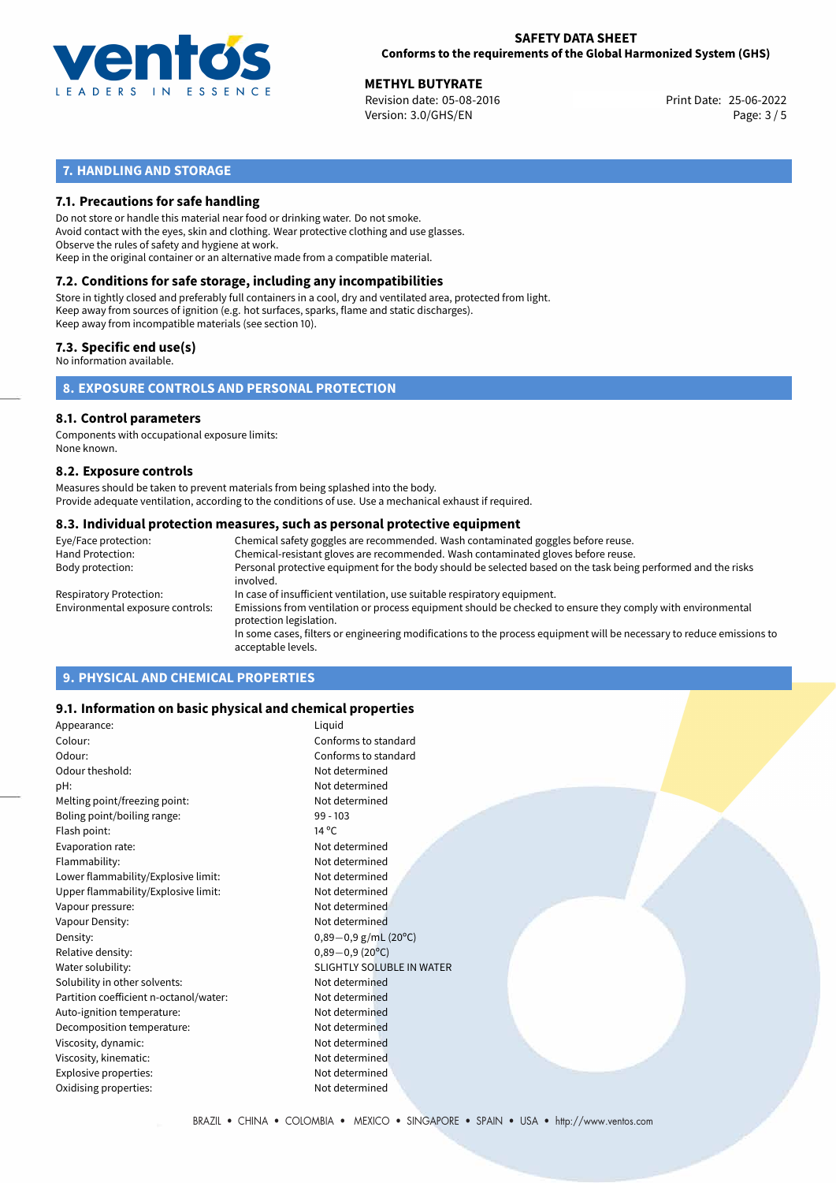## 7. HANDLING AND STORAGE

### 7.1. Precautions for safe handling

Do not store or handle this material near food or drinking water. Do not smoke.
Avoid contact with the eyes, skin and clothing. Wear protective clothing and use glasses.
Observe the rules of safety and hygiene at work.
Keep in the original container or an alternative made from a compatible material.

### 7.2. Conditions for safe storage, including any incompatibilities

Store in tightly closed and preferably full containers in a cool, dry and ventilated area, protected from light.
Keep away from sources of ignition (e.g. hot surfaces, sparks, flame and static discharges).
Keep away from incompatible materials (see section 10).

### 7.3. Specific end use(s)

No information available.

## 8. EXPOSURE CONTROLS AND PERSONAL PROTECTION

### 8.1. Control parameters

Components with occupational exposure limits:
None known.

### 8.2. Exposure controls

Measures should be taken to prevent materials from being splashed into the body.
Provide adequate ventilation, according to the conditions of use. Use a mechanical exhaust if required.

### 8.3. Individual protection measures, such as personal protective equipment

| | |
|---|---|
| Eye/Face protection: | Chemical safety goggles are recommended. Wash contaminated goggles before reuse. |
| Hand Protection: | Chemical-resistant gloves are recommended. Wash contaminated gloves before reuse. |
| Body protection: | Personal protective equipment for the body should be selected based on the task being performed and the risks involved. |
| Respiratory Protection: | In case of insufficient ventilation, use suitable respiratory equipment. |
| Environmental exposure controls: | Emissions from ventilation or process equipment should be checked to ensure they comply with environmental protection legislation. In some cases, filters or engineering modifications to the process equipment will be necessary to reduce emissions to acceptable levels. |

## 9. PHYSICAL AND CHEMICAL PROPERTIES

### 9.1. Information on basic physical and chemical properties

| | |
|---|---|
| Appearance: | Liquid |
| Colour: | Conforms to standard |
| Odour: | Conforms to standard |
| Odour theshold: | Not determined |
| pH: | Not determined |
| Melting point/freezing point: | Not determined |
| Boling point/boiling range: | 99 - 103 |
| Flash point: | 14 °C |
| Evaporation rate: | Not determined |
| Flammability: | Not determined |
| Lower flammability/Explosive limit: | Not determined |
| Upper flammability/Explosive limit: | Not determined |
| Vapour pressure: | Not determined |
| Vapour Density: | Not determined |
| Density: | 0,89−0,9 g/mL (20°C) |
| Relative density: | 0,89−0,9 (20°C) |
| Water solubility: | SLIGHTLY SOLUBLE IN WATER |
| Solubility in other solvents: | Not determined |
| Partition coefficient n-octanol/water: | Not determined |
| Auto-ignition temperature: | Not determined |
| Decomposition temperature: | Not determined |
| Viscosity, dynamic: | Not determined |
| Viscosity, kinematic: | Not determined |
| Explosive properties: | Not determined |
| Oxidising properties: | Not determined |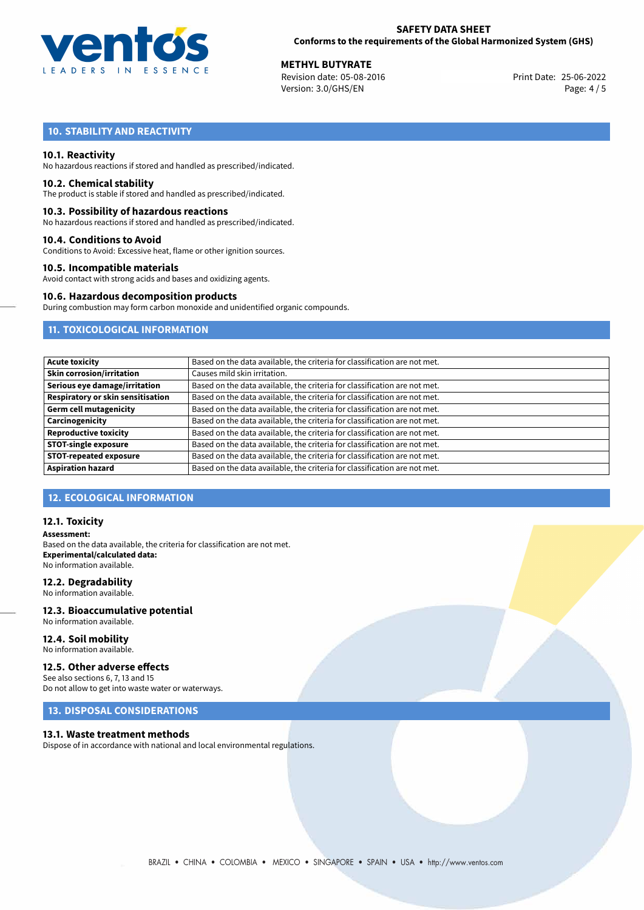## 10. STABILITY AND REACTIVITY

### 10.1. Reactivity

No hazardous reactions if stored and handled as prescribed/indicated.

### 10.2. Chemical stability

The product is stable if stored and handled as prescribed/indicated.

### 10.3. Possibility of hazardous reactions

No hazardous reactions if stored and handled as prescribed/indicated.

### 10.4. Conditions to Avoid

Conditions to Avoid: Excessive heat, flame or other ignition sources.

### 10.5. Incompatible materials

Avoid contact with strong acids and bases and oxidizing agents.

### 10.6. Hazardous decomposition products

During combustion may form carbon monoxide and unidentified organic compounds.

## 11. TOXICOLOGICAL INFORMATION

| | |
|---|---|
| **Acute toxicity** | Based on the data available, the criteria for classification are not met. |
| **Skin corrosion/irritation** | Causes mild skin irritation. |
| **Serious eye damage/irritation** | Based on the data available, the criteria for classification are not met. |
| **Respiratory or skin sensitisation** | Based on the data available, the criteria for classification are not met. |
| **Germ cell mutagenicity** | Based on the data available, the criteria for classification are not met. |
| **Carcinogenicity** | Based on the data available, the criteria for classification are not met. |
| **Reproductive toxicity** | Based on the data available, the criteria for classification are not met. |
| **STOT-single exposure** | Based on the data available, the criteria for classification are not met. |
| **STOT-repeated exposure** | Based on the data available, the criteria for classification are not met. |
| **Aspiration hazard** | Based on the data available, the criteria for classification are not met. |

## 12. ECOLOGICAL INFORMATION

### 12.1. Toxicity

**Assessment:**
Based on the data available, the criteria for classification are not met.
**Experimental/calculated data:**
No information available.

### 12.2. Degradability

No information available.

### 12.3. Bioaccumulative potential

No information available.

### 12.4. Soil mobility

No information available.

### 12.5. Other adverse effects

See also sections 6, 7, 13 and 15
Do not allow to get into waste water or waterways.

## 13. DISPOSAL CONSIDERATIONS

### 13.1. Waste treatment methods

Dispose of in accordance with national and local environmental regulations.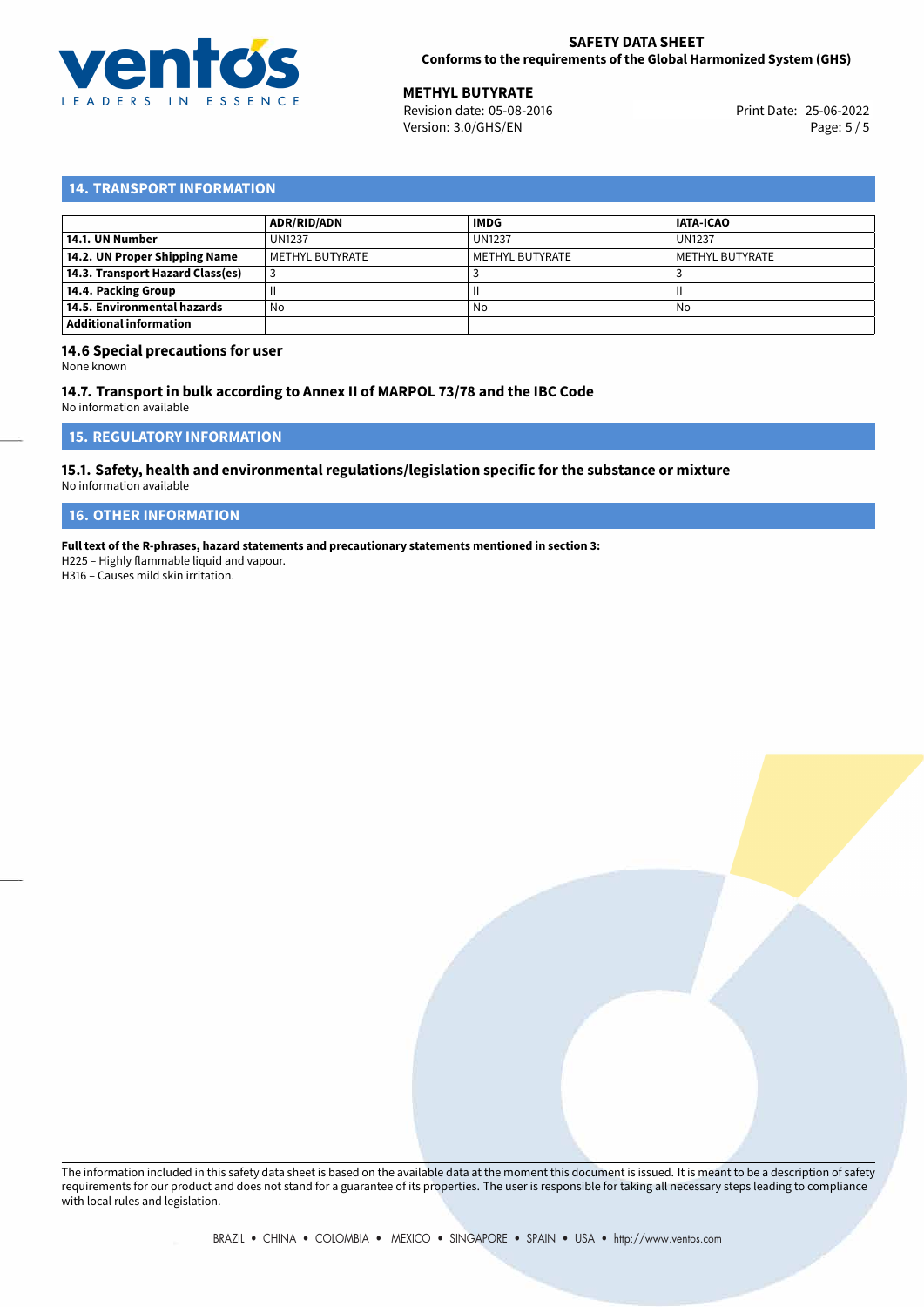## 14. TRANSPORT INFORMATION

| | ADR/RID/ADN | IMDG | IATA-ICAO |
|---|---|---|---|
| **14.1. UN Number** | UN1237 | UN1237 | UN1237 |
| **14.2. UN Proper Shipping Name** | METHYL BUTYRATE | METHYL BUTYRATE | METHYL BUTYRATE |
| **14.3. Transport Hazard Class(es)** | 3 | 3 | 3 |
| **14.4. Packing Group** | II | II | II |
| **14.5. Environmental hazards** | No | No | No |
| **Additional information** | | | |

### 14.6 Special precautions for user

None known

### 14.7. Transport in bulk according to Annex II of MARPOL 73/78 and the IBC Code

No information available

## 15. REGULATORY INFORMATION

### 15.1. Safety, health and environmental regulations/legislation specific for the substance or mixture

No information available

## 16. OTHER INFORMATION

**Full text of the R-phrases, hazard statements and precautionary statements mentioned in section 3:**

H225 – Highly flammable liquid and vapour.
H316 – Causes mild skin irritation.

The information included in this safety data sheet is based on the available data at the moment this document is issued. It is meant to be a description of safety requirements for our product and does not stand for a guarantee of its properties. The user is responsible for taking all necessary steps leading to compliance with local rules and legislation.